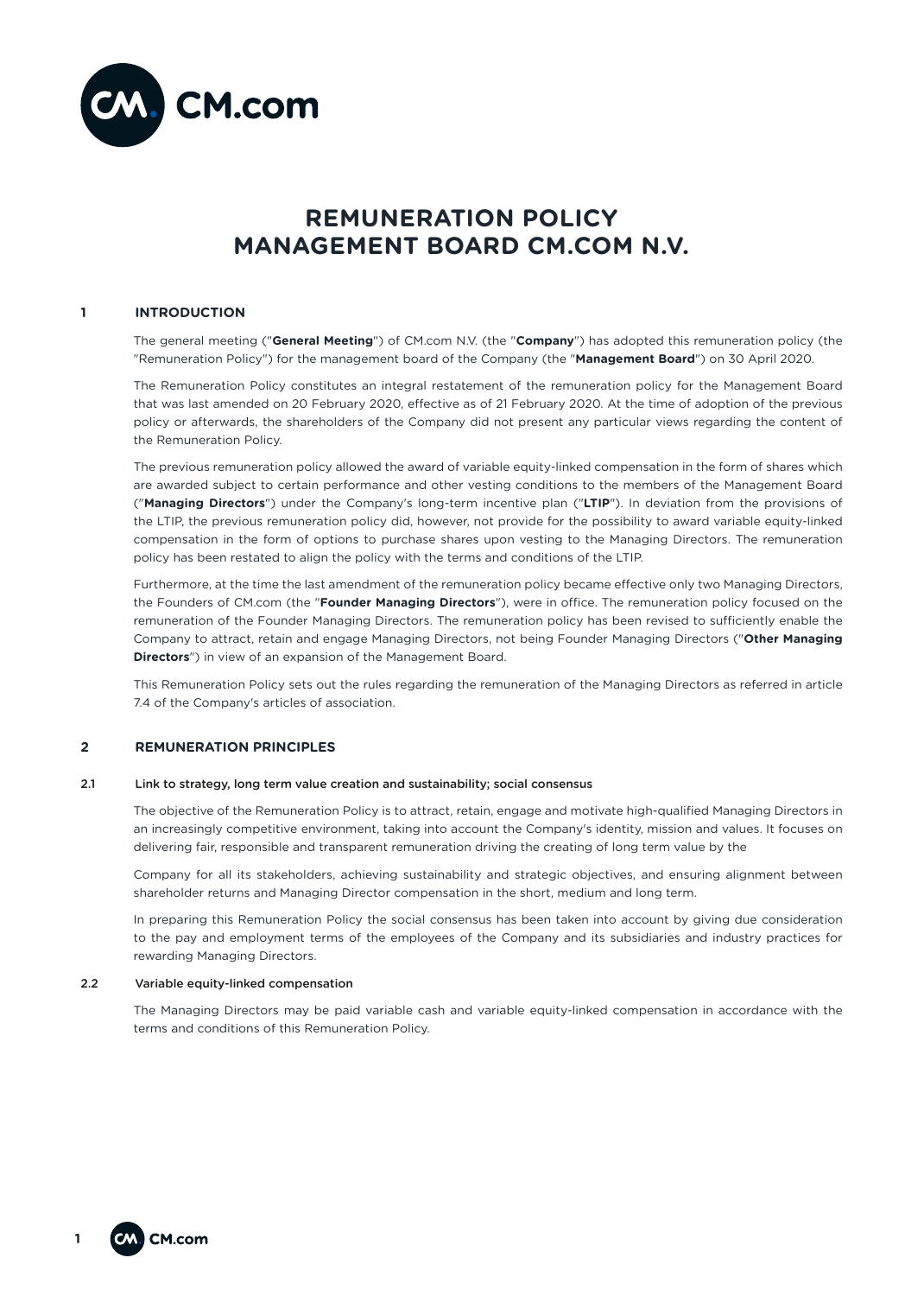# REMUNERATION POLICY MANAGEMENT BOARD CM.COM N.V.

## 1 INTRODUCTION

The general meeting ("**General Meeting**") of CM.com N.V. (the "**Company**") has adopted this remuneration policy (the "Remuneration Policy") for the management board of the Company (the "**Management Board**") on 30 April 2020.

The Remuneration Policy constitutes an integral restatement of the remuneration policy for the Management Board that was last amended on 20 February 2020, effective as of 21 February 2020. At the time of adoption of the previous policy or afterwards, the shareholders of the Company did not present any particular views regarding the content of the Remuneration Policy.

The previous remuneration policy allowed the award of variable equity-linked compensation in the form of shares which are awarded subject to certain performance and other vesting conditions to the members of the Management Board ("**Managing Directors**") under the Company's long-term incentive plan ("**LTIP**"). In deviation from the provisions of the LTIP, the previous remuneration policy did, however, not provide for the possibility to award variable equity-linked compensation in the form of options to purchase shares upon vesting to the Managing Directors. The remuneration policy has been restated to align the policy with the terms and conditions of the LTIP.

Furthermore, at the time the last amendment of the remuneration policy became effective only two Managing Directors, the Founders of CM.com (the "**Founder Managing Directors**"), were in office. The remuneration policy focused on the remuneration of the Founder Managing Directors. The remuneration policy has been revised to sufficiently enable the Company to attract, retain and engage Managing Directors, not being Founder Managing Directors ("**Other Managing Directors**") in view of an expansion of the Management Board.

This Remuneration Policy sets out the rules regarding the remuneration of the Managing Directors as referred in article 7.4 of the Company's articles of association.

## 2 REMUNERATION PRINCIPLES

### 2.1 Link to strategy, long term value creation and sustainability; social consensus

The objective of the Remuneration Policy is to attract, retain, engage and motivate high-qualified Managing Directors in an increasingly competitive environment, taking into account the Company's identity, mission and values. It focuses on delivering fair, responsible and transparent remuneration driving the creating of long term value by the Company for all its stakeholders, achieving sustainability and strategic objectives, and ensuring alignment between shareholder returns and Managing Director compensation in the short, medium and long term.

In preparing this Remuneration Policy the social consensus has been taken into account by giving due consideration to the pay and employment terms of the employees of the Company and its subsidiaries and industry practices for rewarding Managing Directors.

### 2.2 Variable equity-linked compensation

The Managing Directors may be paid variable cash and variable equity-linked compensation in accordance with the terms and conditions of this Remuneration Policy.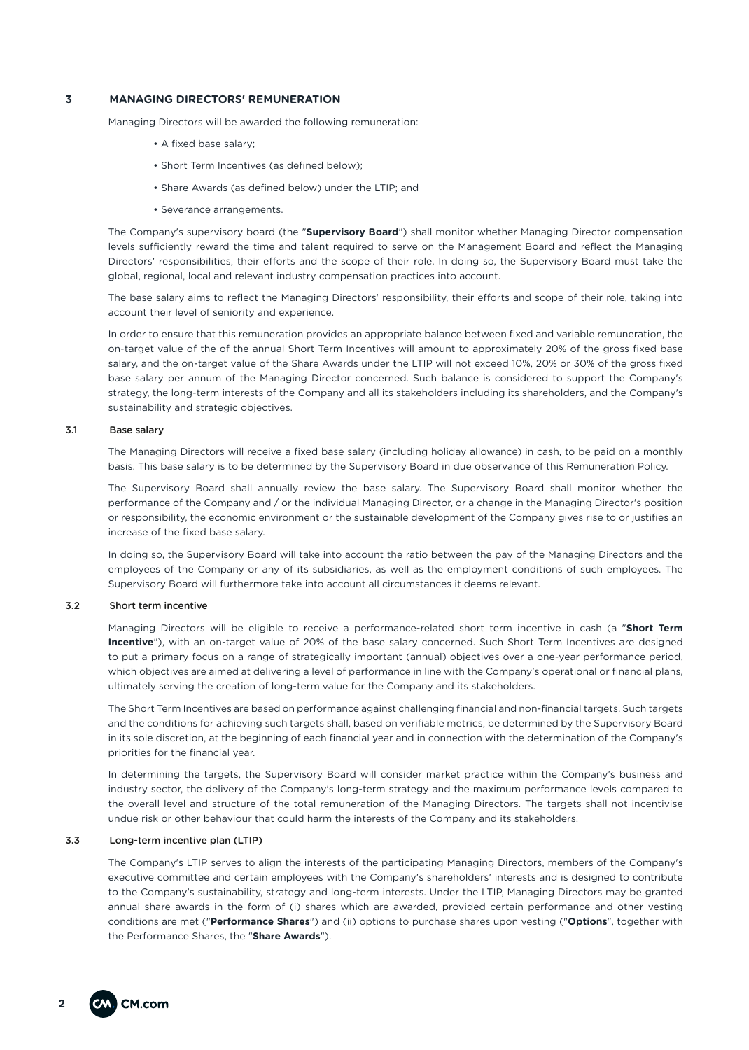## 3 MANAGING DIRECTORS' REMUNERATION

Managing Directors will be awarded the following remuneration:

- A fixed base salary;
- Short Term Incentives (as defined below);
- Share Awards (as defined below) under the LTIP; and
- Severance arrangements.

The Company's supervisory board (the "**Supervisory Board**") shall monitor whether Managing Director compensation levels sufficiently reward the time and talent required to serve on the Management Board and reflect the Managing Directors' responsibilities, their efforts and the scope of their role. In doing so, the Supervisory Board must take the global, regional, local and relevant industry compensation practices into account.

The base salary aims to reflect the Managing Directors' responsibility, their efforts and scope of their role, taking into account their level of seniority and experience.

In order to ensure that this remuneration provides an appropriate balance between fixed and variable remuneration, the on-target value of the of the annual Short Term Incentives will amount to approximately 20% of the gross fixed base salary, and the on-target value of the Share Awards under the LTIP will not exceed 10%, 20% or 30% of the gross fixed base salary per annum of the Managing Director concerned. Such balance is considered to support the Company's strategy, the long-term interests of the Company and all its stakeholders including its shareholders, and the Company's sustainability and strategic objectives.

### 3.1 Base salary

The Managing Directors will receive a fixed base salary (including holiday allowance) in cash, to be paid on a monthly basis. This base salary is to be determined by the Supervisory Board in due observance of this Remuneration Policy.

The Supervisory Board shall annually review the base salary. The Supervisory Board shall monitor whether the performance of the Company and / or the individual Managing Director, or a change in the Managing Director's position or responsibility, the economic environment or the sustainable development of the Company gives rise to or justifies an increase of the fixed base salary.

In doing so, the Supervisory Board will take into account the ratio between the pay of the Managing Directors and the employees of the Company or any of its subsidiaries, as well as the employment conditions of such employees. The Supervisory Board will furthermore take into account all circumstances it deems relevant.

### 3.2 Short term incentive

Managing Directors will be eligible to receive a performance-related short term incentive in cash (a "**Short Term Incentive**"), with an on-target value of 20% of the base salary concerned. Such Short Term Incentives are designed to put a primary focus on a range of strategically important (annual) objectives over a one-year performance period, which objectives are aimed at delivering a level of performance in line with the Company's operational or financial plans, ultimately serving the creation of long-term value for the Company and its stakeholders.

The Short Term Incentives are based on performance against challenging financial and non-financial targets. Such targets and the conditions for achieving such targets shall, based on verifiable metrics, be determined by the Supervisory Board in its sole discretion, at the beginning of each financial year and in connection with the determination of the Company's priorities for the financial year.

In determining the targets, the Supervisory Board will consider market practice within the Company's business and industry sector, the delivery of the Company's long-term strategy and the maximum performance levels compared to the overall level and structure of the total remuneration of the Managing Directors. The targets shall not incentivise undue risk or other behaviour that could harm the interests of the Company and its stakeholders.

### 3.3 Long-term incentive plan (LTIP)

The Company's LTIP serves to align the interests of the participating Managing Directors, members of the Company's executive committee and certain employees with the Company's shareholders' interests and is designed to contribute to the Company's sustainability, strategy and long-term interests. Under the LTIP, Managing Directors may be granted annual share awards in the form of (i) shares which are awarded, provided certain performance and other vesting conditions are met ("**Performance Shares**") and (ii) options to purchase shares upon vesting ("**Options**", together with the Performance Shares, the "**Share Awards**").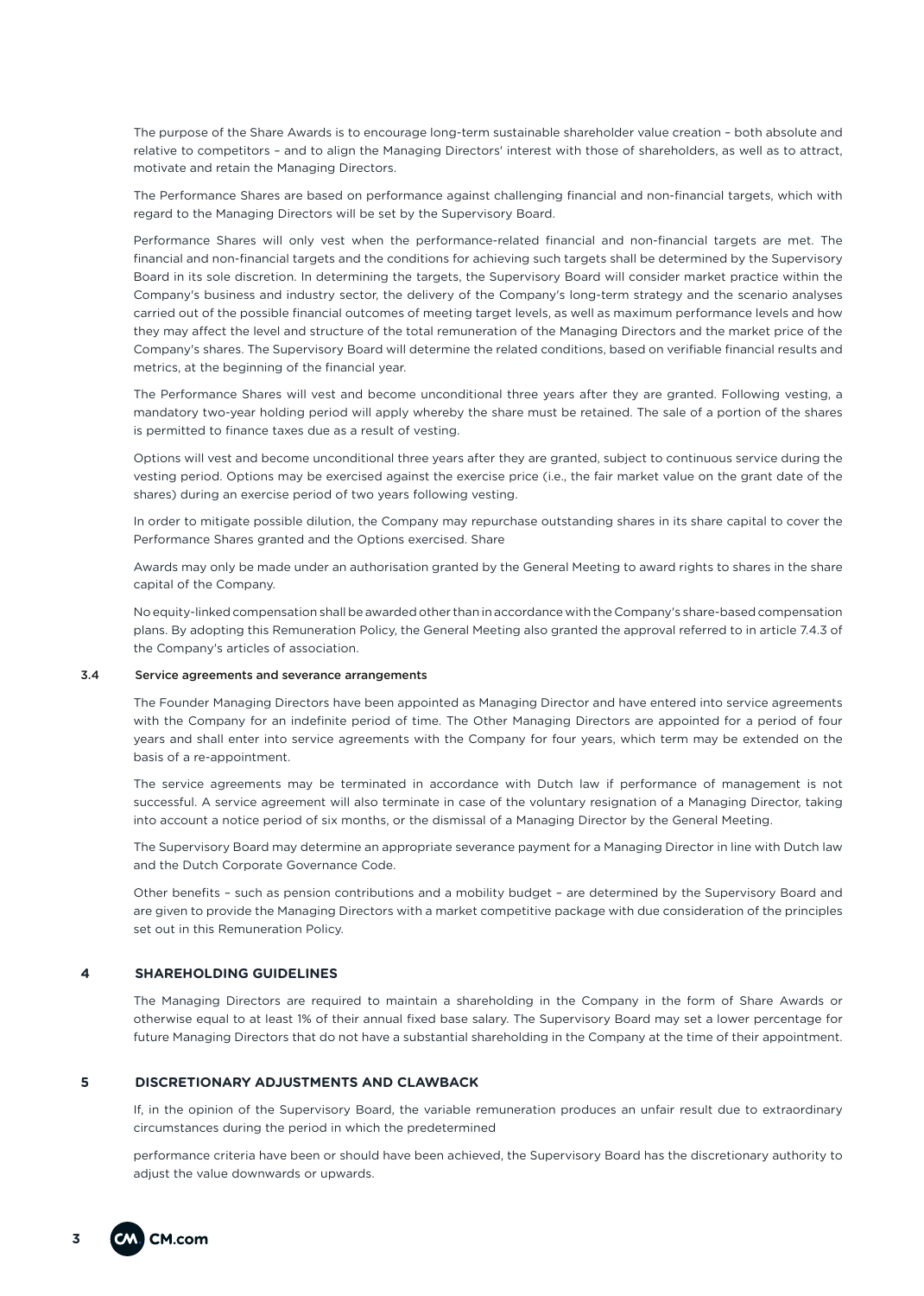The purpose of the Share Awards is to encourage long-term sustainable shareholder value creation – both absolute and relative to competitors – and to align the Managing Directors' interest with those of shareholders, as well as to attract, motivate and retain the Managing Directors.

The Performance Shares are based on performance against challenging financial and non-financial targets, which with regard to the Managing Directors will be set by the Supervisory Board.

Performance Shares will only vest when the performance-related financial and non-financial targets are met. The financial and non-financial targets and the conditions for achieving such targets shall be determined by the Supervisory Board in its sole discretion. In determining the targets, the Supervisory Board will consider market practice within the Company's business and industry sector, the delivery of the Company's long-term strategy and the scenario analyses carried out of the possible financial outcomes of meeting target levels, as well as maximum performance levels and how they may affect the level and structure of the total remuneration of the Managing Directors and the market price of the Company's shares. The Supervisory Board will determine the related conditions, based on verifiable financial results and metrics, at the beginning of the financial year.

The Performance Shares will vest and become unconditional three years after they are granted. Following vesting, a mandatory two-year holding period will apply whereby the share must be retained. The sale of a portion of the shares is permitted to finance taxes due as a result of vesting.

Options will vest and become unconditional three years after they are granted, subject to continuous service during the vesting period. Options may be exercised against the exercise price (i.e., the fair market value on the grant date of the shares) during an exercise period of two years following vesting.

In order to mitigate possible dilution, the Company may repurchase outstanding shares in its share capital to cover the Performance Shares granted and the Options exercised. Share

Awards may only be made under an authorisation granted by the General Meeting to award rights to shares in the share capital of the Company.

No equity-linked compensation shall be awarded other than in accordance with the Company's share-based compensation plans. By adopting this Remuneration Policy, the General Meeting also granted the approval referred to in article 7.4.3 of the Company's articles of association.

### 3.4 Service agreements and severance arrangements

The Founder Managing Directors have been appointed as Managing Director and have entered into service agreements with the Company for an indefinite period of time. The Other Managing Directors are appointed for a period of four years and shall enter into service agreements with the Company for four years, which term may be extended on the basis of a re-appointment.

The service agreements may be terminated in accordance with Dutch law if performance of management is not successful. A service agreement will also terminate in case of the voluntary resignation of a Managing Director, taking into account a notice period of six months, or the dismissal of a Managing Director by the General Meeting.

The Supervisory Board may determine an appropriate severance payment for a Managing Director in line with Dutch law and the Dutch Corporate Governance Code.

Other benefits – such as pension contributions and a mobility budget – are determined by the Supervisory Board and are given to provide the Managing Directors with a market competitive package with due consideration of the principles set out in this Remuneration Policy.

## 4 SHAREHOLDING GUIDELINES

The Managing Directors are required to maintain a shareholding in the Company in the form of Share Awards or otherwise equal to at least 1% of their annual fixed base salary. The Supervisory Board may set a lower percentage for future Managing Directors that do not have a substantial shareholding in the Company at the time of their appointment.

## 5 DISCRETIONARY ADJUSTMENTS AND CLAWBACK

If, in the opinion of the Supervisory Board, the variable remuneration produces an unfair result due to extraordinary circumstances during the period in which the predetermined

performance criteria have been or should have been achieved, the Supervisory Board has the discretionary authority to adjust the value downwards or upwards.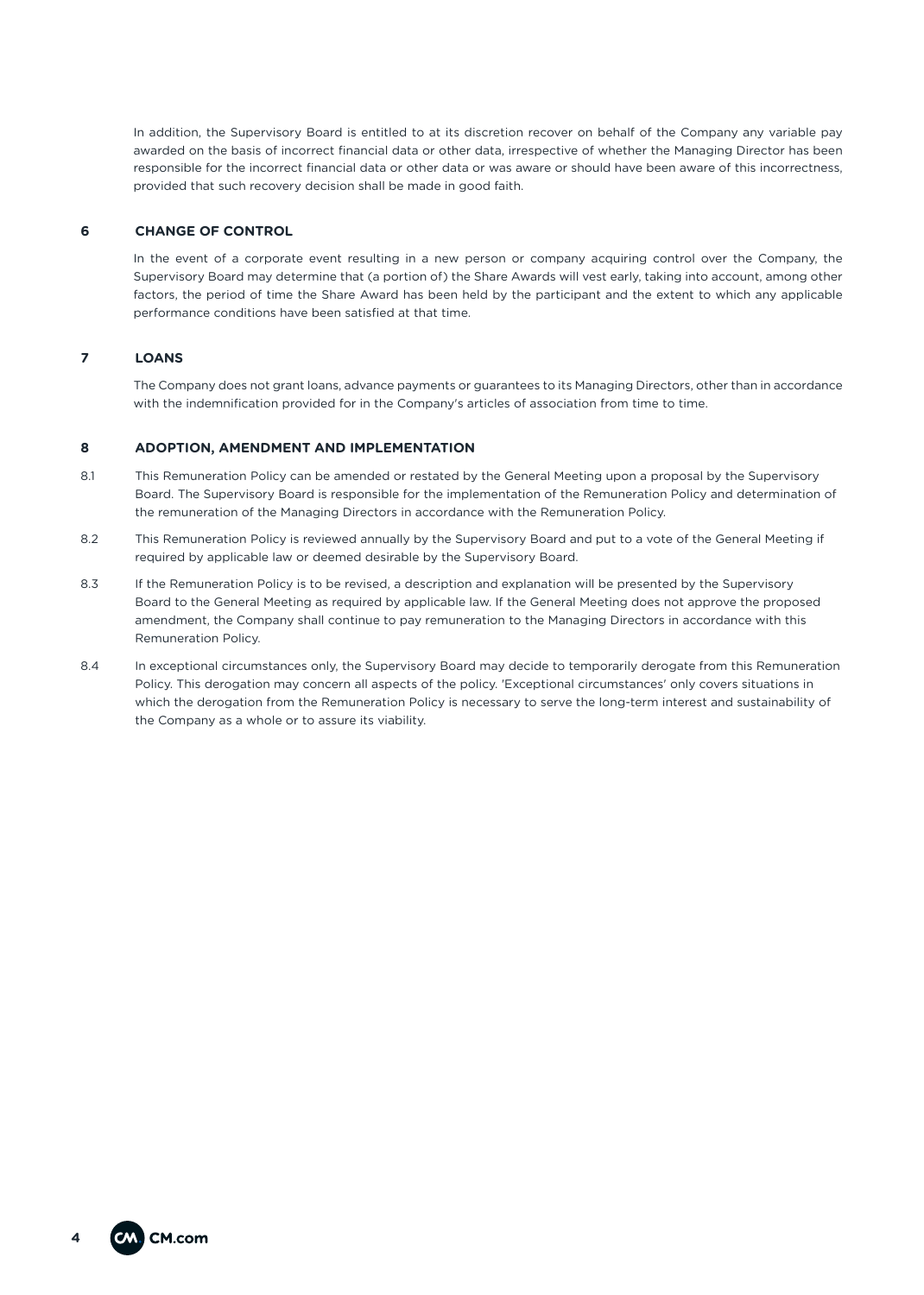In addition, the Supervisory Board is entitled to at its discretion recover on behalf of the Company any variable pay awarded on the basis of incorrect financial data or other data, irrespective of whether the Managing Director has been responsible for the incorrect financial data or other data or was aware or should have been aware of this incorrectness, provided that such recovery decision shall be made in good faith.

## 6 CHANGE OF CONTROL

In the event of a corporate event resulting in a new person or company acquiring control over the Company, the Supervisory Board may determine that (a portion of) the Share Awards will vest early, taking into account, among other factors, the period of time the Share Award has been held by the participant and the extent to which any applicable performance conditions have been satisfied at that time.

## 7 LOANS

The Company does not grant loans, advance payments or guarantees to its Managing Directors, other than in accordance with the indemnification provided for in the Company's articles of association from time to time.

## 8 ADOPTION, AMENDMENT AND IMPLEMENTATION

8.1 This Remuneration Policy can be amended or restated by the General Meeting upon a proposal by the Supervisory Board. The Supervisory Board is responsible for the implementation of the Remuneration Policy and determination of the remuneration of the Managing Directors in accordance with the Remuneration Policy.

8.2 This Remuneration Policy is reviewed annually by the Supervisory Board and put to a vote of the General Meeting if required by applicable law or deemed desirable by the Supervisory Board.

8.3 If the Remuneration Policy is to be revised, a description and explanation will be presented by the Supervisory Board to the General Meeting as required by applicable law. If the General Meeting does not approve the proposed amendment, the Company shall continue to pay remuneration to the Managing Directors in accordance with this Remuneration Policy.

8.4 In exceptional circumstances only, the Supervisory Board may decide to temporarily derogate from this Remuneration Policy. This derogation may concern all aspects of the policy. 'Exceptional circumstances' only covers situations in which the derogation from the Remuneration Policy is necessary to serve the long-term interest and sustainability of the Company as a whole or to assure its viability.